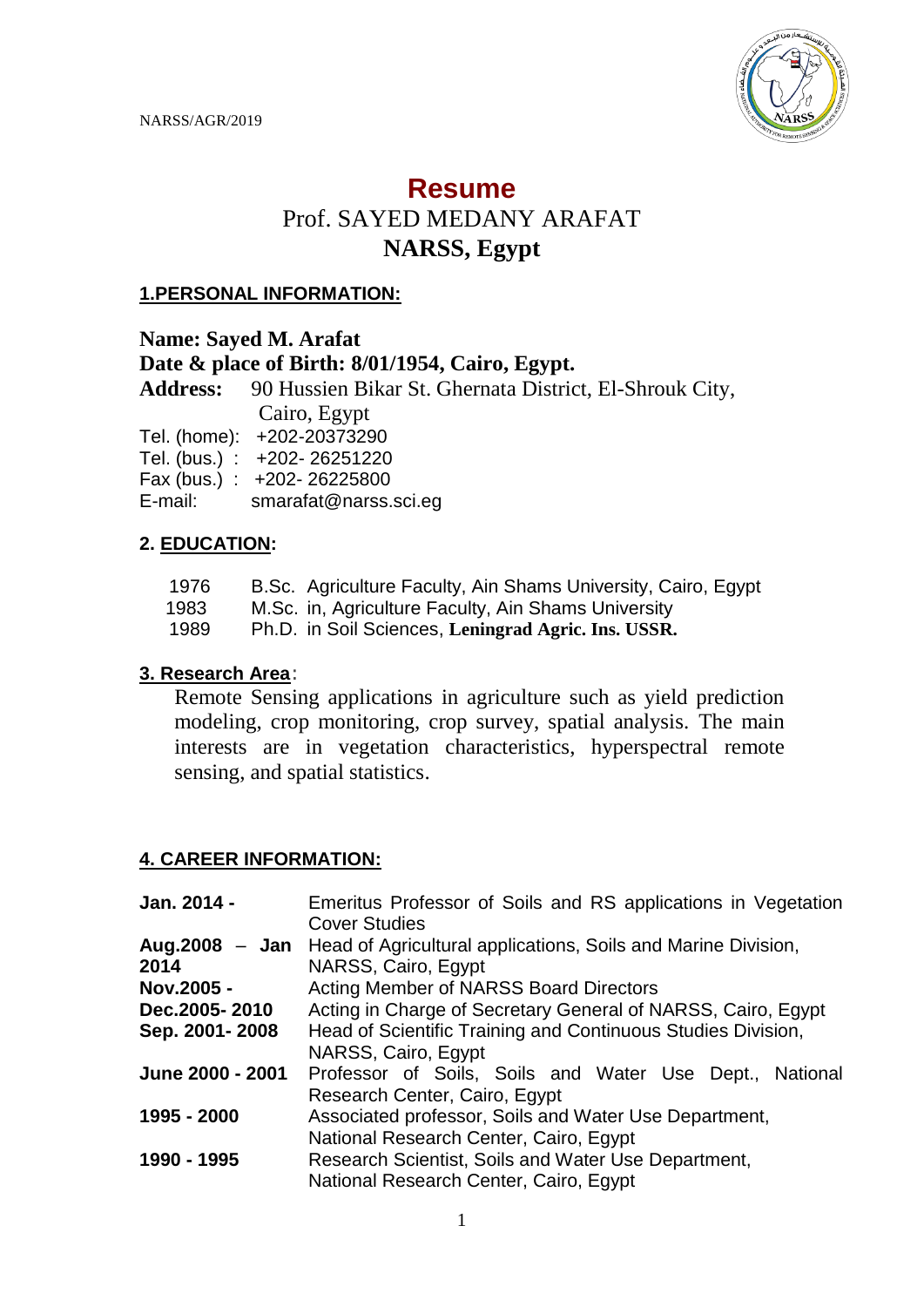# Resume

## Prof. SAYED MEDANY ARAFAT

## NARSS, Egypt

### 1.PERSONAL INFORMATION:

**Name: Sayed M. Arafat**

**Date & place of Birth: 8/01/1954, Cairo, Egypt.**

**Address:** 90 Hussien Bikar St. Ghernata District, El-Shrouk City, Cairo, Egypt

Tel. (home): +202-20373290

Tel. (bus.) : +202- 26251220

Fax (bus.) : +202- 26225800

E-mail: smarafat@narss.sci.eg

### 2. EDUCATION:

| | |
|---|---|
| 1976 | B.Sc. Agriculture Faculty, Ain Shams University, Cairo, Egypt |
| 1983 | M.Sc. in, Agriculture Faculty, Ain Shams University |
| 1989 | Ph.D. in Soil Sciences, **Leningrad Agric. Ins. USSR.** |

### 3. Research Area:

Remote Sensing applications in agriculture such as yield prediction modeling, crop monitoring, crop survey, spatial analysis. The main interests are in vegetation characteristics, hyperspectral remote sensing, and spatial statistics.

### 4. CAREER INFORMATION:

| | |
|---|---|
| **Jan. 2014 -** | Emeritus Professor of Soils and RS applications in Vegetation Cover Studies |
| **Aug.2008 – Jan 2014** | Head of Agricultural applications, Soils and Marine Division, NARSS, Cairo, Egypt |
| **Nov.2005 -** | Acting Member of NARSS Board Directors |
| **Dec.2005- 2010** | Acting in Charge of Secretary General of NARSS, Cairo, Egypt |
| **Sep. 2001- 2008** | Head of Scientific Training and Continuous Studies Division, NARSS, Cairo, Egypt |
| **June 2000 - 2001** | Professor of Soils, Soils and Water Use Dept., National Research Center, Cairo, Egypt |
| **1995 - 2000** | Associated professor, Soils and Water Use Department, National Research Center, Cairo, Egypt |
| **1990 - 1995** | Research Scientist, Soils and Water Use Department, National Research Center, Cairo, Egypt |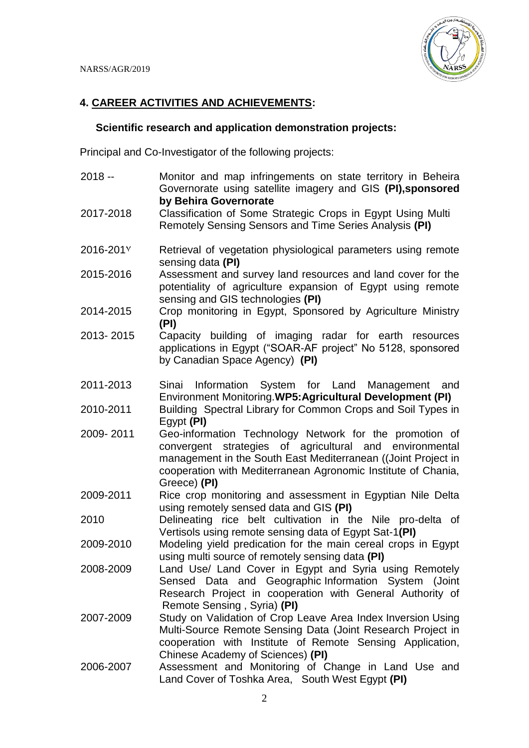## 4. CAREER ACTIVITIES AND ACHIEVEMENTS:

### Scientific research and application demonstration projects:

Principal and Co-Investigator of the following projects:

| | |
|---|---|
| 2018 -- | Monitor and map infringements on state territory in Beheira Governorate using satellite imagery and GIS **(PI),sponsored by Behira Governorate** |
| 2017-2018 | Classification of Some Strategic Crops in Egypt Using Multi Remotely Sensing Sensors and Time Series Analysis **(PI)** |
| 2016-201٧ | Retrieval of vegetation physiological parameters using remote sensing data **(PI)** |
| 2015-2016 | Assessment and survey land resources and land cover for the potentiality of agriculture expansion of Egypt using remote sensing and GIS technologies **(PI)** |
| 2014-2015 | Crop monitoring in Egypt, Sponsored by Agriculture Ministry **(PI)** |
| 2013- 2015 | Capacity building of imaging radar for earth resources applications in Egypt ("SOAR-AF project" No 5128, sponsored by Canadian Space Agency) **(PI)** |
| 2011-2013 | Sinai Information System for Land Management and Environment Monitoring.**WP5:Agricultural Development (PI)** |
| 2010-2011 | Building Spectral Library for Common Crops and Soil Types in Egypt **(PI)** |
| 2009- 2011 | Geo-information Technology Network for the promotion of convergent strategies of agricultural and environmental management in the South East Mediterranean ((Joint Project in cooperation with Mediterranean Agronomic Institute of Chania, Greece) **(PI)** |
| 2009-2011 | Rice crop monitoring and assessment in Egyptian Nile Delta using remotely sensed data and GIS **(PI)** |
| 2010 | Delineating rice belt cultivation in the Nile pro-delta of Vertisols using remote sensing data of Egypt Sat-1**(PI)** |
| 2009-2010 | Modeling yield predication for the main cereal crops in Egypt using multi source of remotely sensing data **(PI)** |
| 2008-2009 | Land Use/ Land Cover in Egypt and Syria using Remotely Sensed Data and Geographic Information System (Joint Research Project in cooperation with General Authority of Remote Sensing , Syria) **(PI)** |
| 2007-2009 | Study on Validation of Crop Leave Area Index Inversion Using Multi-Source Remote Sensing Data (Joint Research Project in cooperation with Institute of Remote Sensing Application, Chinese Academy of Sciences) **(PI)** |
| 2006-2007 | Assessment and Monitoring of Change in Land Use and Land Cover of Toshka Area, South West Egypt **(PI)** |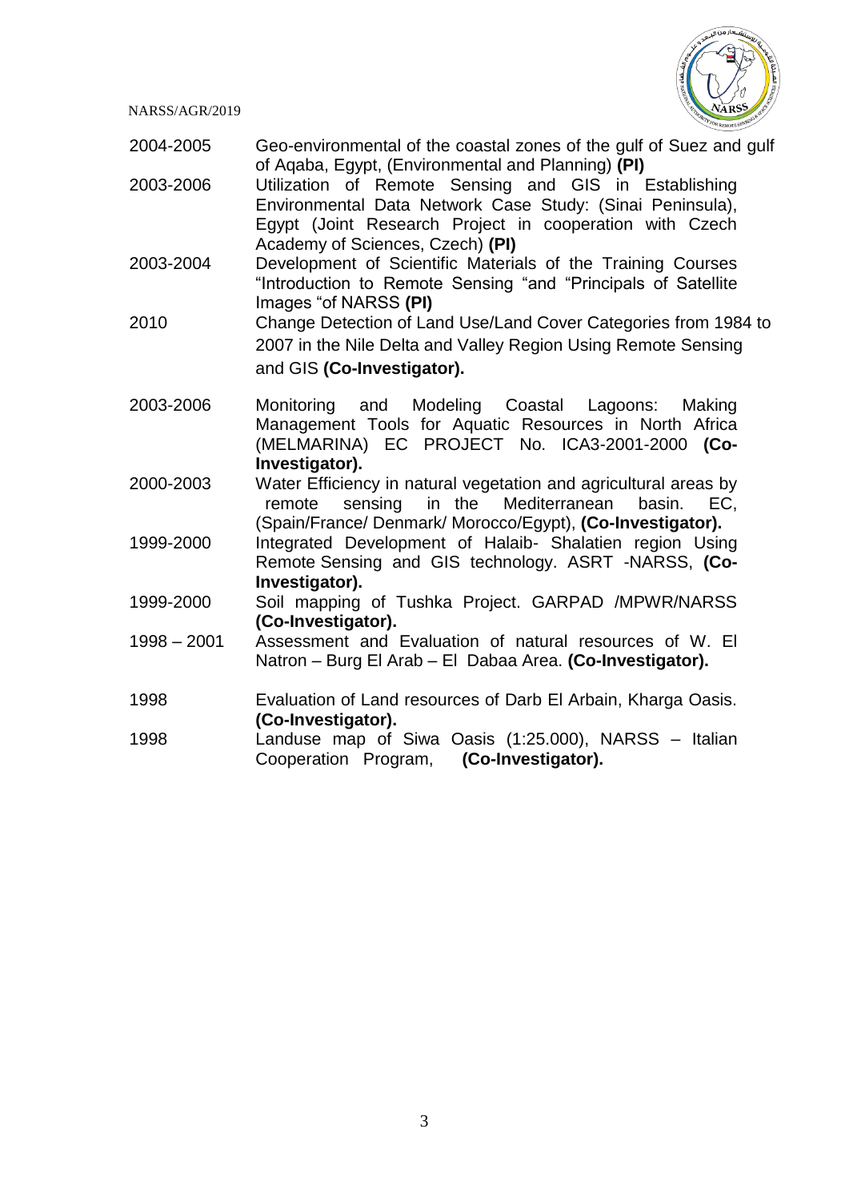| | |
|---|---|
| 2004-2005 | Geo-environmental of the coastal zones of the gulf of Suez and gulf of Aqaba, Egypt, (Environmental and Planning) **(PI)** |
| 2003-2006 | Utilization of Remote Sensing and GIS in Establishing Environmental Data Network Case Study: (Sinai Peninsula), Egypt (Joint Research Project in cooperation with Czech Academy of Sciences, Czech) **(PI)** |
| 2003-2004 | Development of Scientific Materials of the Training Courses "Introduction to Remote Sensing "and "Principals of Satellite Images "of NARSS **(PI)** |
| 2010 | Change Detection of Land Use/Land Cover Categories from 1984 to 2007 in the Nile Delta and Valley Region Using Remote Sensing and GIS **(Co-Investigator).** |
| 2003-2006 | Monitoring and Modeling Coastal Lagoons: Making Management Tools for Aquatic Resources in North Africa (MELMARINA) EC PROJECT No. ICA3-2001-2000 **(Co-Investigator).** |
| 2000-2003 | Water Efficiency in natural vegetation and agricultural areas by remote sensing in the Mediterranean basin. EC, (Spain/France/ Denmark/ Morocco/Egypt), **(Co-Investigator).** |
| 1999-2000 | Integrated Development of Halaib- Shalatien region Using Remote Sensing and GIS technology. ASRT -NARSS, **(Co-Investigator).** |
| 1999-2000 | Soil mapping of Tushka Project. GARPAD /MPWR/NARSS **(Co-Investigator).** |
| 1998 – 2001 | Assessment and Evaluation of natural resources of W. El Natron – Burg El Arab – El Dabaa Area. **(Co-Investigator).** |
| 1998 | Evaluation of Land resources of Darb El Arbain, Kharga Oasis. **(Co-Investigator).** |
| 1998 | Landuse map of Siwa Oasis (1:25.000), NARSS – Italian Cooperation Program, **(Co-Investigator).** |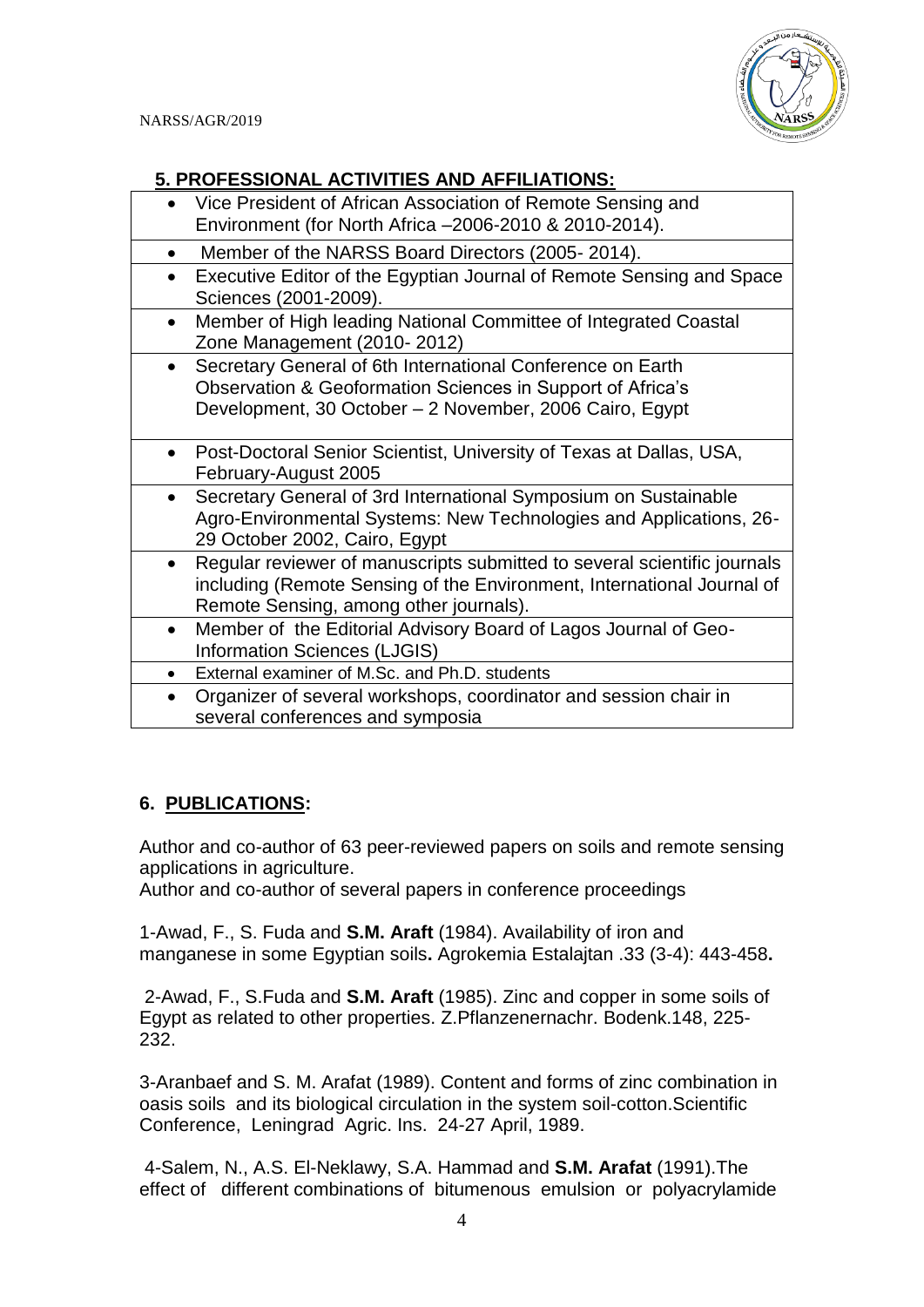## 5. PROFESSIONAL ACTIVITIES AND AFFILIATIONS:

- Vice President of African Association of Remote Sensing and Environment (for North Africa –2006-2010 & 2010-2014).
- Member of the NARSS Board Directors (2005- 2014).
- Executive Editor of the Egyptian Journal of Remote Sensing and Space Sciences (2001-2009).
- Member of High leading National Committee of Integrated Coastal Zone Management (2010- 2012)
- Secretary General of 6th International Conference on Earth Observation & Geoformation Sciences in Support of Africa's Development, 30 October – 2 November, 2006 Cairo, Egypt
- Post-Doctoral Senior Scientist, University of Texas at Dallas, USA, February-August 2005
- Secretary General of 3rd International Symposium on Sustainable Agro-Environmental Systems: New Technologies and Applications, 26-29 October 2002, Cairo, Egypt
- Regular reviewer of manuscripts submitted to several scientific journals including (Remote Sensing of the Environment, International Journal of Remote Sensing, among other journals).
- Member of the Editorial Advisory Board of Lagos Journal of Geo-Information Sciences (LJGIS)
- External examiner of M.Sc. and Ph.D. students
- Organizer of several workshops, coordinator and session chair in several conferences and symposia

## 6. PUBLICATIONS:

Author and co-author of 63 peer-reviewed papers on soils and remote sensing applications in agriculture.
Author and co-author of several papers in conference proceedings

1-Awad, F., S. Fuda and **S.M. Araft** (1984). Availability of iron and manganese in some Egyptian soils**.** Agrokemia Estalajtan .33 (3-4): 443-458**.**

2-Awad, F., S.Fuda and **S.M. Araft** (1985). Zinc and copper in some soils of Egypt as related to other properties. Z.Pflanzenernachr. Bodenk.148, 225-232.

3-Aranbaef and S. M. Arafat (1989). Content and forms of zinc combination in oasis soils and its biological circulation in the system soil-cotton.Scientific Conference, Leningrad Agric. Ins. 24-27 April, 1989.

4-Salem, N., A.S. El-Neklawy, S.A. Hammad and **S.M. Arafat** (1991).The effect of different combinations of bitumenous emulsion or polyacrylamide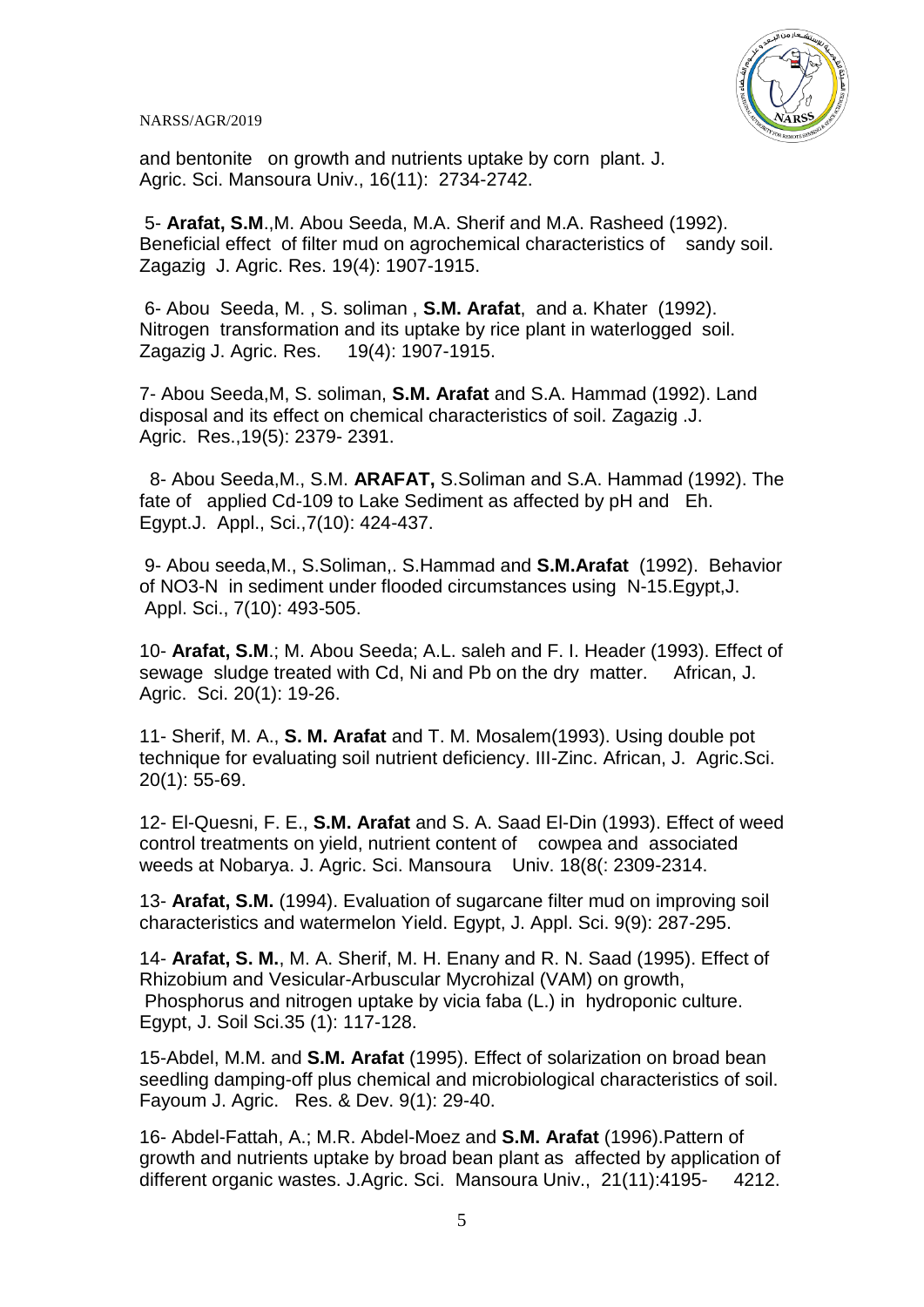and bentonite on growth and nutrients uptake by corn plant. J. Agric. Sci. Mansoura Univ., 16(11): 2734-2742.

5- **Arafat, S.M**.,M. Abou Seeda, M.A. Sherif and M.A. Rasheed (1992). Beneficial effect of filter mud on agrochemical characteristics of sandy soil. Zagazig J. Agric. Res. 19(4): 1907-1915.

6- Abou Seeda, M. , S. soliman , **S.M. Arafat**, and a. Khater (1992). Nitrogen transformation and its uptake by rice plant in waterlogged soil. Zagazig J. Agric. Res. 19(4): 1907-1915.

7- Abou Seeda,M, S. soliman, **S.M. Arafat** and S.A. Hammad (1992). Land disposal and its effect on chemical characteristics of soil. Zagazig .J. Agric. Res.,19(5): 2379- 2391.

8- Abou Seeda,M., S.M. **ARAFAT,** S.Soliman and S.A. Hammad (1992). The fate of applied Cd-109 to Lake Sediment as affected by pH and Eh. Egypt.J. Appl., Sci.,7(10): 424-437.

9- Abou seeda,M., S.Soliman,. S.Hammad and **S.M.Arafat** (1992). Behavior of NO3-N in sediment under flooded circumstances using N-15.Egypt,J. Appl. Sci., 7(10): 493-505.

10- **Arafat, S.M**.; M. Abou Seeda; A.L. saleh and F. I. Header (1993). Effect of sewage sludge treated with Cd, Ni and Pb on the dry matter. African, J. Agric. Sci. 20(1): 19-26.

11- Sherif, M. A., **S. M. Arafat** and T. M. Mosalem(1993). Using double pot technique for evaluating soil nutrient deficiency. III-Zinc. African, J. Agric.Sci. 20(1): 55-69.

12- El-Quesni, F. E., **S.M. Arafat** and S. A. Saad El-Din (1993). Effect of weed control treatments on yield, nutrient content of cowpea and associated weeds at Nobarya. J. Agric. Sci. Mansoura Univ. 18(8(: 2309-2314.

13- **Arafat, S.M.** (1994). Evaluation of sugarcane filter mud on improving soil characteristics and watermelon Yield. Egypt, J. Appl. Sci. 9(9): 287-295.

14- **Arafat, S. M.**, M. A. Sherif, M. H. Enany and R. N. Saad (1995). Effect of Rhizobium and Vesicular-Arbuscular Mycrohizal (VAM) on growth, Phosphorus and nitrogen uptake by vicia faba (L.) in hydroponic culture. Egypt, J. Soil Sci.35 (1): 117-128.

15-Abdel, M.M. and **S.M. Arafat** (1995). Effect of solarization on broad bean seedling damping-off plus chemical and microbiological characteristics of soil. Fayoum J. Agric. Res. & Dev. 9(1): 29-40.

16- Abdel-Fattah, A.; M.R. Abdel-Moez and **S.M. Arafat** (1996).Pattern of growth and nutrients uptake by broad bean plant as affected by application of different organic wastes. J.Agric. Sci. Mansoura Univ., 21(11):4195- 4212.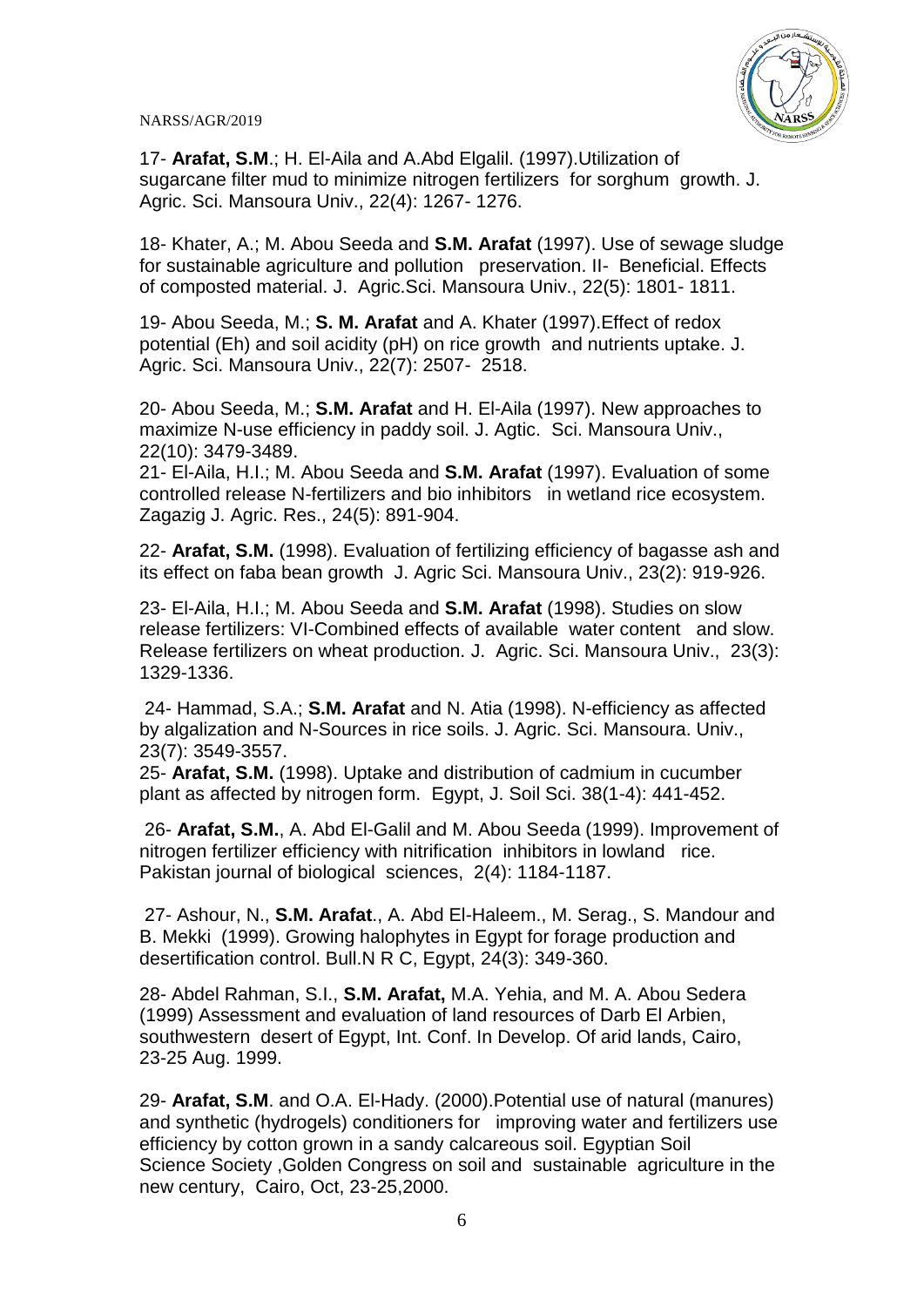17- **Arafat, S.M**.; H. El-Aila and A.Abd Elgalil. (1997).Utilization of sugarcane filter mud to minimize nitrogen fertilizers for sorghum growth. J. Agric. Sci. Mansoura Univ., 22(4): 1267- 1276.

18- Khater, A.; M. Abou Seeda and **S.M. Arafat** (1997). Use of sewage sludge for sustainable agriculture and pollution preservation. II- Beneficial. Effects of composted material. J. Agric.Sci. Mansoura Univ., 22(5): 1801- 1811.

19- Abou Seeda, M.; **S. M. Arafat** and A. Khater (1997).Effect of redox potential (Eh) and soil acidity (pH) on rice growth and nutrients uptake. J. Agric. Sci. Mansoura Univ., 22(7): 2507- 2518.

20- Abou Seeda, M.; **S.M. Arafat** and H. El-Aila (1997). New approaches to maximize N-use efficiency in paddy soil. J. Agtic. Sci. Mansoura Univ., 22(10): 3479-3489.

21- El-Aila, H.I.; M. Abou Seeda and **S.M. Arafat** (1997). Evaluation of some controlled release N-fertilizers and bio inhibitors in wetland rice ecosystem. Zagazig J. Agric. Res., 24(5): 891-904.

22- **Arafat, S.M.** (1998). Evaluation of fertilizing efficiency of bagasse ash and its effect on faba bean growth J. Agric Sci. Mansoura Univ., 23(2): 919-926.

23- El-Aila, H.I.; M. Abou Seeda and **S.M. Arafat** (1998). Studies on slow release fertilizers: VI-Combined effects of available water content and slow. Release fertilizers on wheat production. J. Agric. Sci. Mansoura Univ., 23(3): 1329-1336.

24- Hammad, S.A.; **S.M. Arafat** and N. Atia (1998). N-efficiency as affected by algalization and N-Sources in rice soils. J. Agric. Sci. Mansoura. Univ., 23(7): 3549-3557.

25- **Arafat, S.M.** (1998). Uptake and distribution of cadmium in cucumber plant as affected by nitrogen form. Egypt, J. Soil Sci. 38(1-4): 441-452.

26- **Arafat, S.M.**, A. Abd El-Galil and M. Abou Seeda (1999). Improvement of nitrogen fertilizer efficiency with nitrification inhibitors in lowland rice. Pakistan journal of biological sciences, 2(4): 1184-1187.

27- Ashour, N., **S.M. Arafat**., A. Abd El-Haleem., M. Serag., S. Mandour and B. Mekki (1999). Growing halophytes in Egypt for forage production and desertification control. Bull.N R C, Egypt, 24(3): 349-360.

28- Abdel Rahman, S.I., **S.M. Arafat,** M.A. Yehia, and M. A. Abou Sedera (1999) Assessment and evaluation of land resources of Darb El Arbien, southwestern desert of Egypt, Int. Conf. In Develop. Of arid lands, Cairo, 23-25 Aug. 1999.

29- **Arafat, S.M**. and O.A. El-Hady. (2000).Potential use of natural (manures) and synthetic (hydrogels) conditioners for improving water and fertilizers use efficiency by cotton grown in a sandy calcareous soil. Egyptian Soil Science Society ,Golden Congress on soil and sustainable agriculture in the new century, Cairo, Oct, 23-25,2000.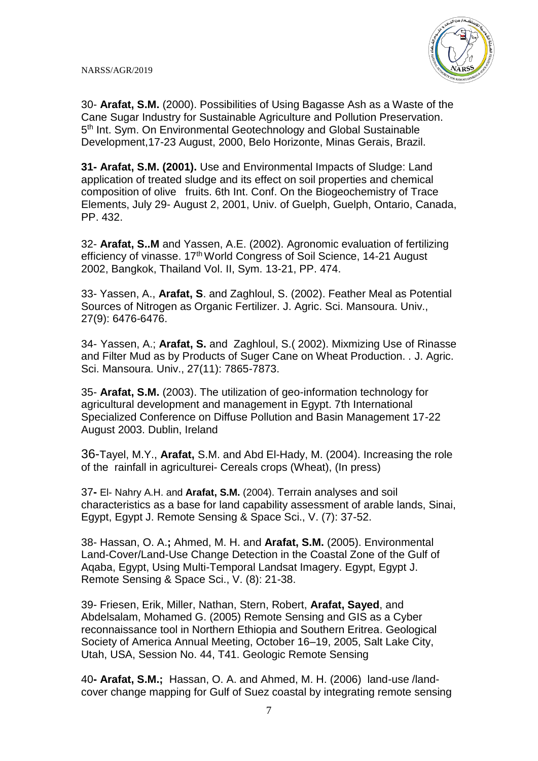30- **Arafat, S.M.** (2000). Possibilities of Using Bagasse Ash as a Waste of the Cane Sugar Industry for Sustainable Agriculture and Pollution Preservation. 5th Int. Sym. On Environmental Geotechnology and Global Sustainable Development,17-23 August, 2000, Belo Horizonte, Minas Gerais, Brazil.

**31- Arafat, S.M. (2001).** Use and Environmental Impacts of Sludge: Land application of treated sludge and its effect on soil properties and chemical composition of olive fruits. 6th Int. Conf. On the Biogeochemistry of Trace Elements, July 29- August 2, 2001, Univ. of Guelph, Guelph, Ontario, Canada, PP. 432.

32- **Arafat, S..M** and Yassen, A.E. (2002). Agronomic evaluation of fertilizing efficiency of vinasse. 17th World Congress of Soil Science, 14-21 August 2002, Bangkok, Thailand Vol. II, Sym. 13-21, PP. 474.

33- Yassen, A., **Arafat, S**. and Zaghloul, S. (2002). Feather Meal as Potential Sources of Nitrogen as Organic Fertilizer. J. Agric. Sci. Mansoura. Univ., 27(9): 6476-6476.

34- Yassen, A.; **Arafat, S.** and Zaghloul, S.( 2002). Mixmizing Use of Rinasse and Filter Mud as by Products of Suger Cane on Wheat Production. . J. Agric. Sci. Mansoura. Univ., 27(11): 7865-7873.

35- **Arafat, S.M.** (2003). The utilization of geo-information technology for agricultural development and management in Egypt. 7th International Specialized Conference on Diffuse Pollution and Basin Management 17-22 August 2003. Dublin, Ireland

36-Tayel, M.Y., **Arafat,** S.M. and Abd El-Hady, M. (2004). Increasing the role of the rainfall in agriculturei- Cereals crops (Wheat), (In press)

37**-** El- Nahry A.H. and **Arafat, S.M.** (2004). Terrain analyses and soil characteristics as a base for land capability assessment of arable lands, Sinai, Egypt, Egypt J. Remote Sensing & Space Sci., V. (7): 37-52.

38- Hassan, O. A.**;** Ahmed, M. H. and **Arafat, S.M.** (2005). Environmental Land-Cover/Land-Use Change Detection in the Coastal Zone of the Gulf of Aqaba, Egypt, Using Multi-Temporal Landsat Imagery. Egypt, Egypt J. Remote Sensing & Space Sci., V. (8): 21-38.

39- Friesen, Erik, Miller, Nathan, Stern, Robert, **Arafat, Sayed**, and Abdelsalam, Mohamed G. (2005) Remote Sensing and GIS as a Cyber reconnaissance tool in Northern Ethiopia and Southern Eritrea. Geological Society of America Annual Meeting, October 16–19, 2005, Salt Lake City, Utah, USA, Session No. 44, T41. Geologic Remote Sensing

40**- Arafat, S.M.;** Hassan, O. A. and Ahmed, M. H. (2006) land-use /land-cover change mapping for Gulf of Suez coastal by integrating remote sensing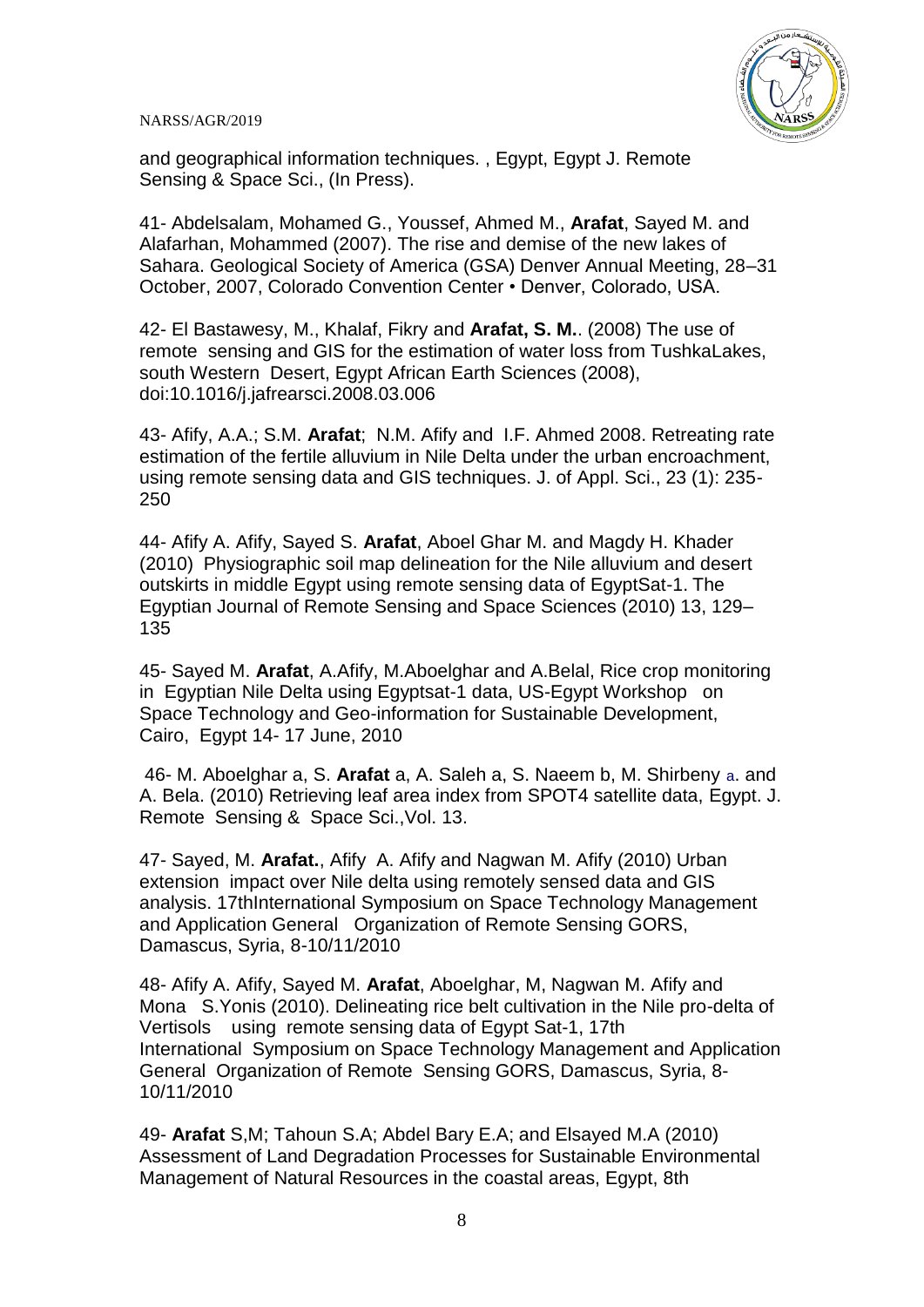and geographical information techniques. , Egypt, Egypt J. Remote Sensing & Space Sci., (In Press).

41- Abdelsalam, Mohamed G., Youssef, Ahmed M., **Arafat**, Sayed M. and Alafarhan, Mohammed (2007). The rise and demise of the new lakes of Sahara. Geological Society of America (GSA) Denver Annual Meeting, 28–31 October, 2007, Colorado Convention Center • Denver, Colorado, USA.

42- El Bastawesy, M., Khalaf, Fikry and **Arafat, S. M.**. (2008) The use of remote sensing and GIS for the estimation of water loss from TushkaLakes, south Western Desert, Egypt African Earth Sciences (2008), doi:10.1016/j.jafrearsci.2008.03.006

43- Afify, A.A.; S.M. **Arafat**; N.M. Afify and I.F. Ahmed 2008. Retreating rate estimation of the fertile alluvium in Nile Delta under the urban encroachment, using remote sensing data and GIS techniques. J. of Appl. Sci., 23 (1): 235-250

44- Afify A. Afify, Sayed S. **Arafat**, Aboel Ghar M. and Magdy H. Khader (2010) Physiographic soil map delineation for the Nile alluvium and desert outskirts in middle Egypt using remote sensing data of EgyptSat-1. The Egyptian Journal of Remote Sensing and Space Sciences (2010) 13, 129–135

45- Sayed M. **Arafat**, A.Afify, M.Aboelghar and A.Belal, Rice crop monitoring in Egyptian Nile Delta using Egyptsat-1 data, US-Egypt Workshop on Space Technology and Geo-information for Sustainable Development, Cairo, Egypt 14- 17 June, 2010

46- M. Aboelghar a, S. **Arafat** a, A. Saleh a, S. Naeem b, M. Shirbeny a. and A. Bela. (2010) Retrieving leaf area index from SPOT4 satellite data, Egypt. J. Remote Sensing & Space Sci.,Vol. 13.

47- Sayed, M. **Arafat.**, Afify A. Afify and Nagwan M. Afify (2010) Urban extension impact over Nile delta using remotely sensed data and GIS analysis. 17thInternational Symposium on Space Technology Management and Application General Organization of Remote Sensing GORS, Damascus, Syria, 8-10/11/2010

48- Afify A. Afify, Sayed M. **Arafat**, Aboelghar, M, Nagwan M. Afify and Mona S.Yonis (2010). Delineating rice belt cultivation in the Nile pro-delta of Vertisols using remote sensing data of Egypt Sat-1, 17th International Symposium on Space Technology Management and Application General Organization of Remote Sensing GORS, Damascus, Syria, 8-10/11/2010

49- **Arafat** S,M; Tahoun S.A; Abdel Bary E.A; and Elsayed M.A (2010) Assessment of Land Degradation Processes for Sustainable Environmental Management of Natural Resources in the coastal areas, Egypt, 8th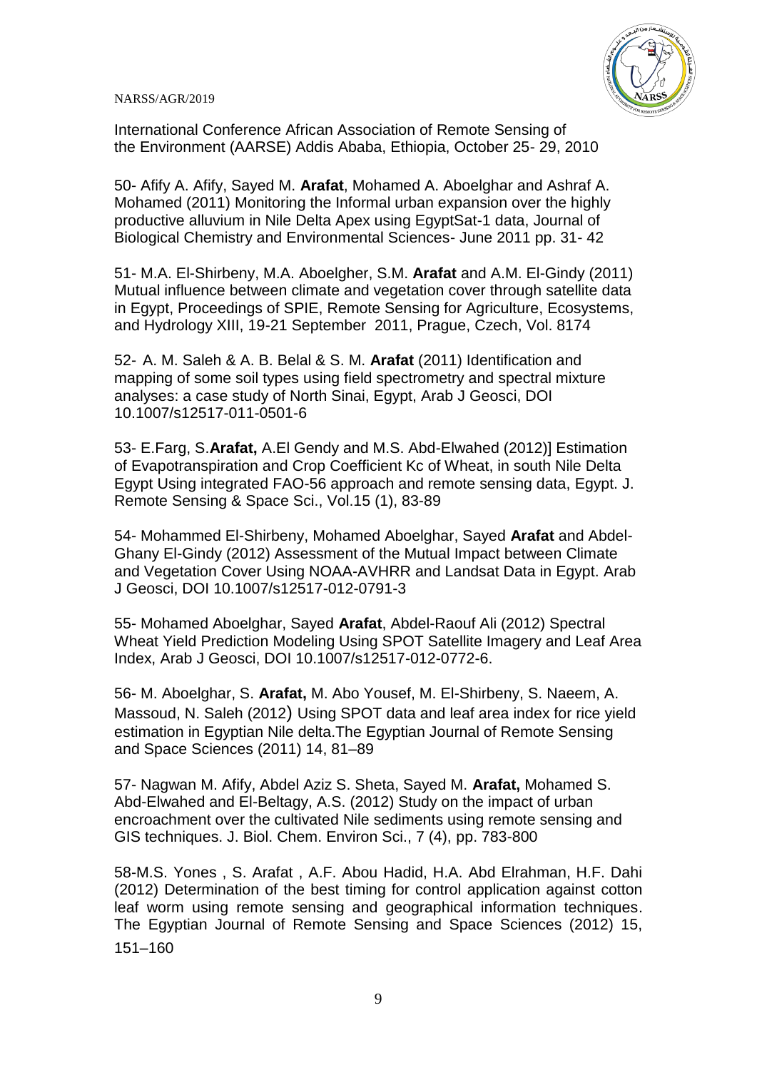International Conference African Association of Remote Sensing of the Environment (AARSE) Addis Ababa, Ethiopia, October 25- 29, 2010

50- Afify A. Afify, Sayed M. **Arafat**, Mohamed A. Aboelghar and Ashraf A. Mohamed (2011) Monitoring the Informal urban expansion over the highly productive alluvium in Nile Delta Apex using EgyptSat-1 data, Journal of Biological Chemistry and Environmental Sciences- June 2011 pp. 31- 42

51- M.A. El-Shirbeny, M.A. Aboelgher, S.M. **Arafat** and A.M. El-Gindy (2011) Mutual influence between climate and vegetation cover through satellite data in Egypt, Proceedings of SPIE, Remote Sensing for Agriculture, Ecosystems, and Hydrology XIII, 19-21 September 2011, Prague, Czech, Vol. 8174

52- A. M. Saleh & A. B. Belal & S. M. **Arafat** (2011) Identification and mapping of some soil types using field spectrometry and spectral mixture analyses: a case study of North Sinai, Egypt, Arab J Geosci, DOI 10.1007/s12517-011-0501-6

53- E.Farg, S.**Arafat,** A.El Gendy and M.S. Abd-Elwahed (2012)] Estimation of Evapotranspiration and Crop Coefficient Kc of Wheat, in south Nile Delta Egypt Using integrated FAO-56 approach and remote sensing data, Egypt. J. Remote Sensing & Space Sci., Vol.15 (1), 83-89

54- Mohammed El-Shirbeny, Mohamed Aboelghar, Sayed **Arafat** and Abdel-Ghany El-Gindy (2012) Assessment of the Mutual Impact between Climate and Vegetation Cover Using NOAA-AVHRR and Landsat Data in Egypt. Arab J Geosci, DOI 10.1007/s12517-012-0791-3

55- Mohamed Aboelghar, Sayed **Arafat**, Abdel-Raouf Ali (2012) Spectral Wheat Yield Prediction Modeling Using SPOT Satellite Imagery and Leaf Area Index, Arab J Geosci, DOI 10.1007/s12517-012-0772-6.

56- M. Aboelghar, S. **Arafat,** M. Abo Yousef, M. El-Shirbeny, S. Naeem, A. Massoud, N. Saleh (2012) Using SPOT data and leaf area index for rice yield estimation in Egyptian Nile delta.The Egyptian Journal of Remote Sensing and Space Sciences (2011) 14, 81–89

57- Nagwan M. Afify, Abdel Aziz S. Sheta, Sayed M. **Arafat,** Mohamed S. Abd-Elwahed and El-Beltagy, A.S. (2012) Study on the impact of urban encroachment over the cultivated Nile sediments using remote sensing and GIS techniques. J. Biol. Chem. Environ Sci., 7 (4), pp. 783-800

58-M.S. Yones , S. Arafat , A.F. Abou Hadid, H.A. Abd Elrahman, H.F. Dahi (2012) Determination of the best timing for control application against cotton leaf worm using remote sensing and geographical information techniques. The Egyptian Journal of Remote Sensing and Space Sciences (2012) 15, 151–160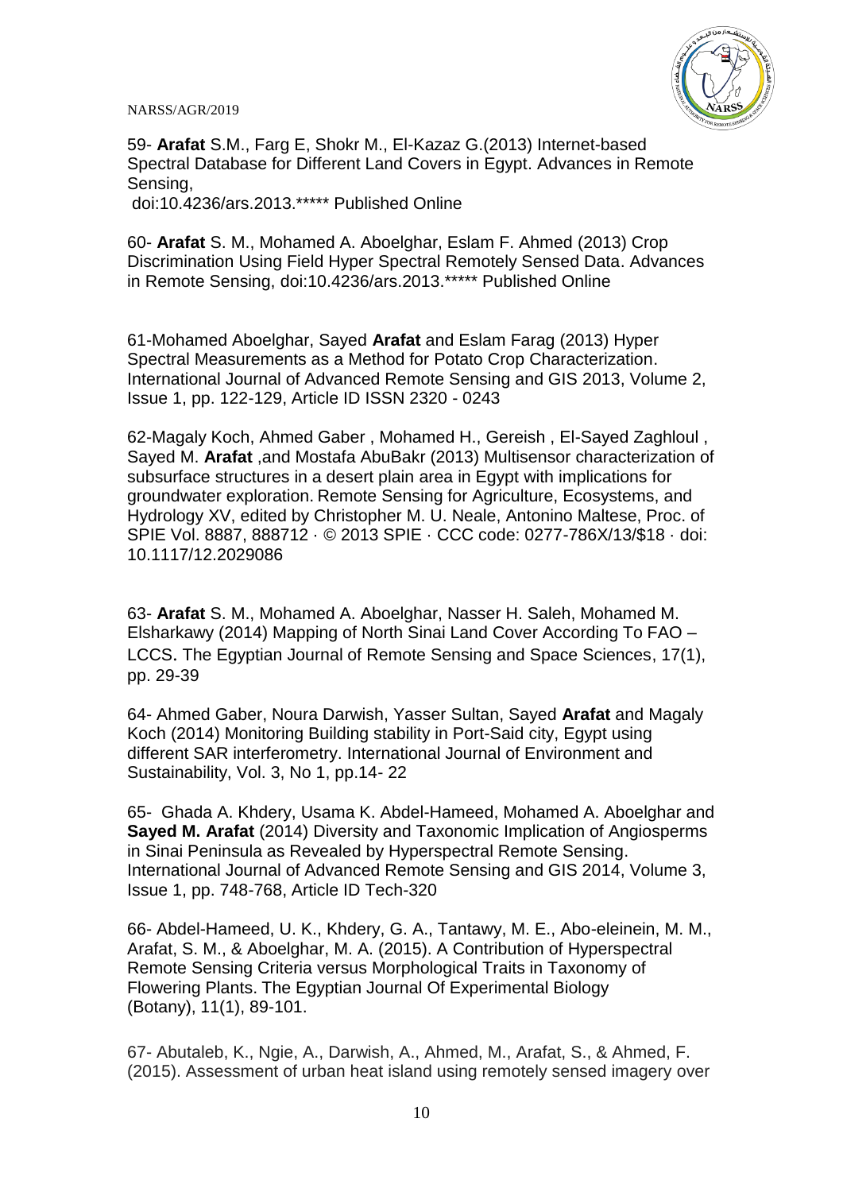59- **Arafat** S.M., Farg E, Shokr M., El-Kazaz G.(2013) Internet-based Spectral Database for Different Land Covers in Egypt. Advances in Remote Sensing,
doi:10.4236/ars.2013.***** Published Online

60- **Arafat** S. M., Mohamed A. Aboelghar, Eslam F. Ahmed (2013) Crop Discrimination Using Field Hyper Spectral Remotely Sensed Data. Advances in Remote Sensing, doi:10.4236/ars.2013.***** Published Online

61-Mohamed Aboelghar, Sayed **Arafat** and Eslam Farag (2013) Hyper Spectral Measurements as a Method for Potato Crop Characterization. International Journal of Advanced Remote Sensing and GIS 2013, Volume 2, Issue 1, pp. 122-129, Article ID ISSN 2320 - 0243

62-Magaly Koch, Ahmed Gaber , Mohamed H., Gereish , El-Sayed Zaghloul , Sayed M. **Arafat** ,and Mostafa AbuBakr (2013) Multisensor characterization of subsurface structures in a desert plain area in Egypt with implications for groundwater exploration. Remote Sensing for Agriculture, Ecosystems, and Hydrology XV, edited by Christopher M. U. Neale, Antonino Maltese, Proc. of SPIE Vol. 8887, 888712 · © 2013 SPIE · CCC code: 0277-786X/13/$18 · doi: 10.1117/12.2029086

63- **Arafat** S. M., Mohamed A. Aboelghar, Nasser H. Saleh, Mohamed M. Elsharkawy (2014) Mapping of North Sinai Land Cover According To FAO – LCCS. The Egyptian Journal of Remote Sensing and Space Sciences, 17(1), pp. 29-39

64- Ahmed Gaber, Noura Darwish, Yasser Sultan, Sayed **Arafat** and Magaly Koch (2014) Monitoring Building stability in Port-Said city, Egypt using different SAR interferometry. International Journal of Environment and Sustainability, Vol. 3, No 1, pp.14- 22

65- Ghada A. Khdery, Usama K. Abdel-Hameed, Mohamed A. Aboelghar and **Sayed M. Arafat** (2014) Diversity and Taxonomic Implication of Angiosperms in Sinai Peninsula as Revealed by Hyperspectral Remote Sensing. International Journal of Advanced Remote Sensing and GIS 2014, Volume 3, Issue 1, pp. 748-768, Article ID Tech-320

66- Abdel-Hameed, U. K., Khdery, G. A., Tantawy, M. E., Abo-eleinein, M. M., Arafat, S. M., & Aboelghar, M. A. (2015). A Contribution of Hyperspectral Remote Sensing Criteria versus Morphological Traits in Taxonomy of Flowering Plants. The Egyptian Journal Of Experimental Biology (Botany), 11(1), 89-101.

67- Abutaleb, K., Ngie, A., Darwish, A., Ahmed, M., Arafat, S., & Ahmed, F. (2015). Assessment of urban heat island using remotely sensed imagery over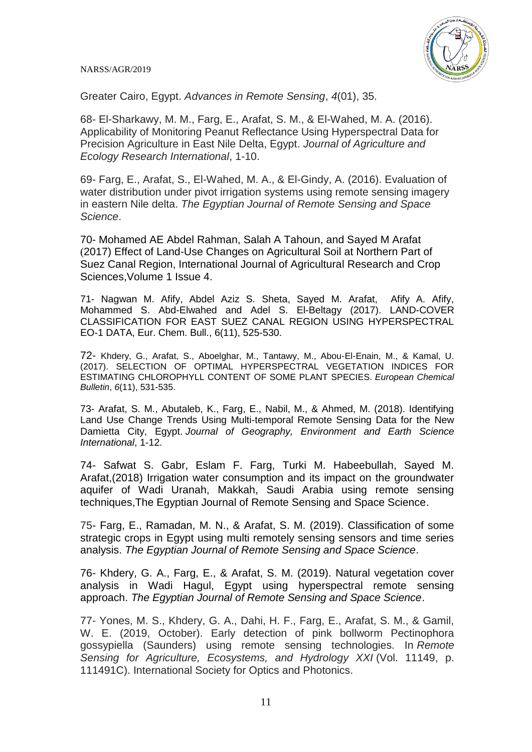Greater Cairo, Egypt. *Advances in Remote Sensing*, *4*(01), 35.

68- El-Sharkawy, M. M., Farg, E., Arafat, S. M., & El-Wahed, M. A. (2016). Applicability of Monitoring Peanut Reflectance Using Hyperspectral Data for Precision Agriculture in East Nile Delta, Egypt. *Journal of Agriculture and Ecology Research International*, 1-10.

69- Farg, E., Arafat, S., El-Wahed, M. A., & El-Gindy, A. (2016). Evaluation of water distribution under pivot irrigation systems using remote sensing imagery in eastern Nile delta. *The Egyptian Journal of Remote Sensing and Space Science*.

70- Mohamed AE Abdel Rahman, Salah A Tahoun, and Sayed M Arafat (2017) Effect of Land-Use Changes on Agricultural Soil at Northern Part of Suez Canal Region, International Journal of Agricultural Research and Crop Sciences,Volume 1 Issue 4.

71- Nagwan M. Afify, Abdel Aziz S. Sheta, Sayed M. Arafat, Afify A. Afify, Mohammed S. Abd-Elwahed and Adel S. El-Beltagy (2017). LAND-COVER CLASSIFICATION FOR EAST SUEZ CANAL REGION USING HYPERSPECTRAL EO-1 DATA, Eur. Chem. Bull., 6(11), 525-530.

72- Khdery, G., Arafat, S., Aboelghar, M., Tantawy, M., Abou-El-Enain, M., & Kamal, U. (2017). SELECTION OF OPTIMAL HYPERSPECTRAL VEGETATION INDICES FOR ESTIMATING CHLOROPHYLL CONTENT OF SOME PLANT SPECIES. *European Chemical Bulletin*, *6*(11), 531-535.

73- Arafat, S. M., Abutaleb, K., Farg, E., Nabil, M., & Ahmed, M. (2018). Identifying Land Use Change Trends Using Multi-temporal Remote Sensing Data for the New Damietta City, Egypt. *Journal of Geography, Environment and Earth Science International*, 1-12.

74- Safwat S. Gabr, Eslam F. Farg, Turki M. Habeebullah, Sayed M. Arafat,(2018) Irrigation water consumption and its impact on the groundwater aquifer of Wadi Uranah, Makkah, Saudi Arabia using remote sensing techniques,The Egyptian Journal of Remote Sensing and Space Science.

75- Farg, E., Ramadan, M. N., & Arafat, S. M. (2019). Classification of some strategic crops in Egypt using multi remotely sensing sensors and time series analysis. *The Egyptian Journal of Remote Sensing and Space Science*.

76- Khdery, G. A., Farg, E., & Arafat, S. M. (2019). Natural vegetation cover analysis in Wadi Hagul, Egypt using hyperspectral remote sensing approach. *The Egyptian Journal of Remote Sensing and Space Science*.

77- Yones, M. S., Khdery, G. A., Dahi, H. F., Farg, E., Arafat, S. M., & Gamil, W. E. (2019, October). Early detection of pink bollworm Pectinophora gossypiella (Saunders) using remote sensing technologies. In *Remote Sensing for Agriculture, Ecosystems, and Hydrology XXI* (Vol. 11149, p. 111491C). International Society for Optics and Photonics.